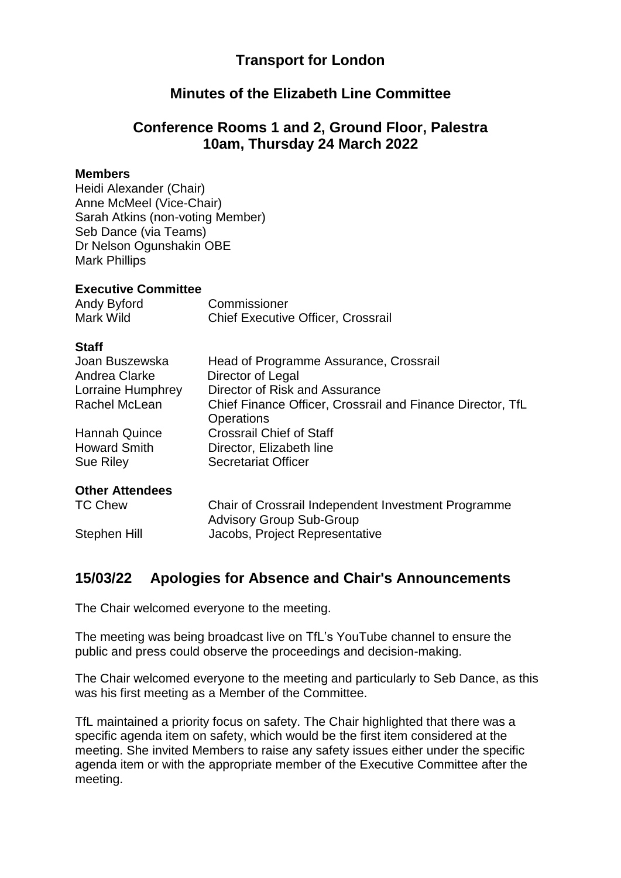# Transport for London

## Minutes of the Elizabeth Line Committee

## Conference Rooms 1 and 2, Ground Floor, Palestra
## 10am, Thursday 24 March 2022

**Members**

Heidi Alexander (Chair)
Anne McMeel (Vice-Chair)
Sarah Atkins (non-voting Member)
Seb Dance (via Teams)
Dr Nelson Ogunshakin OBE
Mark Phillips

**Executive Committee**

| | |
|---|---|
| Andy Byford | Commissioner |
| Mark Wild | Chief Executive Officer, Crossrail |

**Staff**

| | |
|---|---|
| Joan Buszewska | Head of Programme Assurance, Crossrail |
| Andrea Clarke | Director of Legal |
| Lorraine Humphrey | Director of Risk and Assurance |
| Rachel McLean | Chief Finance Officer, Crossrail and Finance Director, TfL Operations |
| Hannah Quince | Crossrail Chief of Staff |
| Howard Smith | Director, Elizabeth line |
| Sue Riley | Secretariat Officer |

**Other Attendees**

| | |
|---|---|
| TC Chew | Chair of Crossrail Independent Investment Programme Advisory Group Sub-Group |
| Stephen Hill | Jacobs, Project Representative |

## 15/03/22 Apologies for Absence and Chair's Announcements

The Chair welcomed everyone to the meeting.

The meeting was being broadcast live on TfL's YouTube channel to ensure the public and press could observe the proceedings and decision-making.

The Chair welcomed everyone to the meeting and particularly to Seb Dance, as this was his first meeting as a Member of the Committee.

TfL maintained a priority focus on safety. The Chair highlighted that there was a specific agenda item on safety, which would be the first item considered at the meeting. She invited Members to raise any safety issues either under the specific agenda item or with the appropriate member of the Executive Committee after the meeting.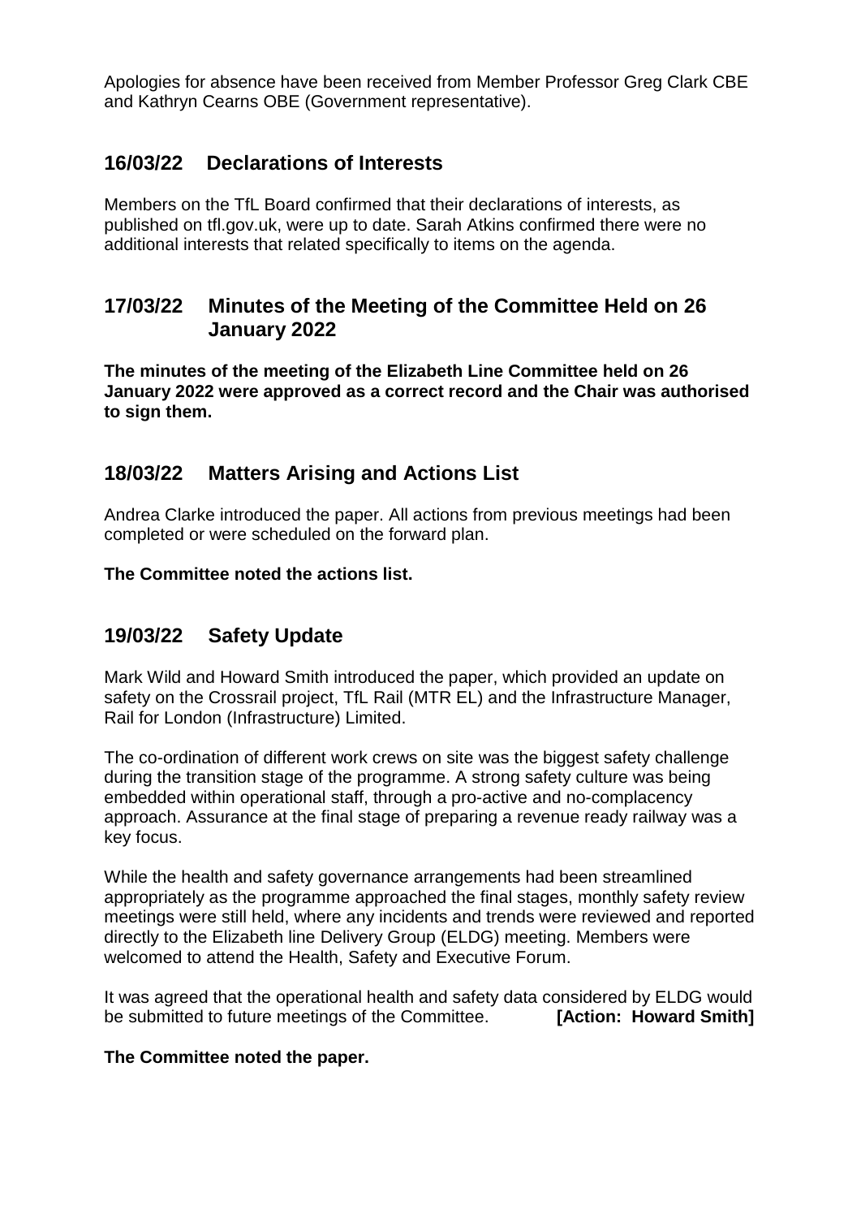Apologies for absence have been received from Member Professor Greg Clark CBE and Kathryn Cearns OBE (Government representative).

## 16/03/22 Declarations of Interests

Members on the TfL Board confirmed that their declarations of interests, as published on tfl.gov.uk, were up to date. Sarah Atkins confirmed there were no additional interests that related specifically to items on the agenda.

## 17/03/22 Minutes of the Meeting of the Committee Held on 26 January 2022

**The minutes of the meeting of the Elizabeth Line Committee held on 26 January 2022 were approved as a correct record and the Chair was authorised to sign them.**

## 18/03/22 Matters Arising and Actions List

Andrea Clarke introduced the paper. All actions from previous meetings had been completed or were scheduled on the forward plan.

**The Committee noted the actions list.**

## 19/03/22 Safety Update

Mark Wild and Howard Smith introduced the paper, which provided an update on safety on the Crossrail project, TfL Rail (MTR EL) and the Infrastructure Manager, Rail for London (Infrastructure) Limited.

The co-ordination of different work crews on site was the biggest safety challenge during the transition stage of the programme. A strong safety culture was being embedded within operational staff, through a pro-active and no-complacency approach. Assurance at the final stage of preparing a revenue ready railway was a key focus.

While the health and safety governance arrangements had been streamlined appropriately as the programme approached the final stages, monthly safety review meetings were still held, where any incidents and trends were reviewed and reported directly to the Elizabeth line Delivery Group (ELDG) meeting. Members were welcomed to attend the Health, Safety and Executive Forum.

It was agreed that the operational health and safety data considered by ELDG would be submitted to future meetings of the Committee. **[Action: Howard Smith]**

**The Committee noted the paper.**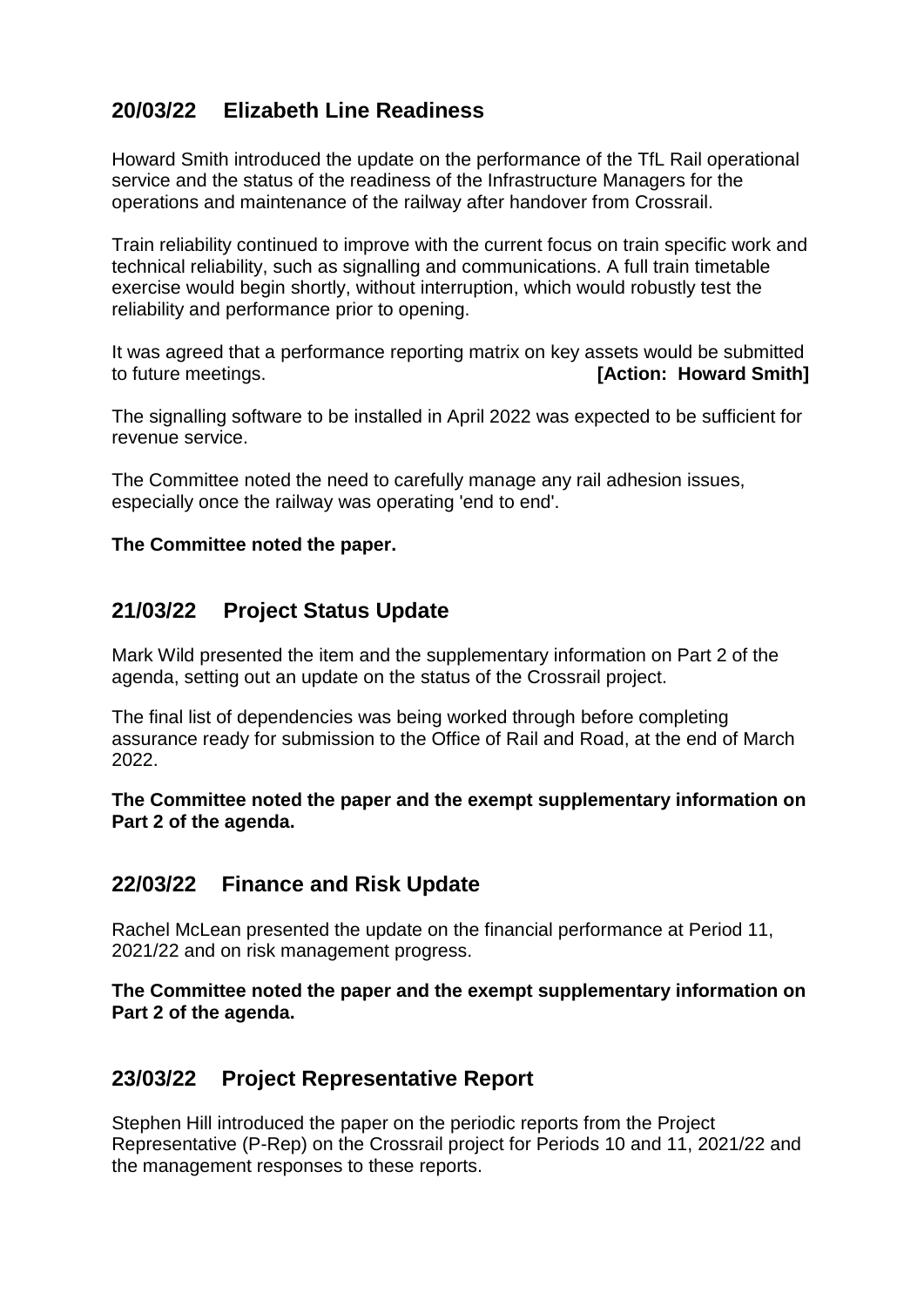## 20/03/22 Elizabeth Line Readiness

Howard Smith introduced the update on the performance of the TfL Rail operational service and the status of the readiness of the Infrastructure Managers for the operations and maintenance of the railway after handover from Crossrail.

Train reliability continued to improve with the current focus on train specific work and technical reliability, such as signalling and communications. A full train timetable exercise would begin shortly, without interruption, which would robustly test the reliability and performance prior to opening.

It was agreed that a performance reporting matrix on key assets would be submitted to future meetings. **[Action: Howard Smith]**

The signalling software to be installed in April 2022 was expected to be sufficient for revenue service.

The Committee noted the need to carefully manage any rail adhesion issues, especially once the railway was operating 'end to end'.

**The Committee noted the paper.**

## 21/03/22 Project Status Update

Mark Wild presented the item and the supplementary information on Part 2 of the agenda, setting out an update on the status of the Crossrail project.

The final list of dependencies was being worked through before completing assurance ready for submission to the Office of Rail and Road, at the end of March 2022.

**The Committee noted the paper and the exempt supplementary information on Part 2 of the agenda.**

## 22/03/22 Finance and Risk Update

Rachel McLean presented the update on the financial performance at Period 11, 2021/22 and on risk management progress.

**The Committee noted the paper and the exempt supplementary information on Part 2 of the agenda.**

## 23/03/22 Project Representative Report

Stephen Hill introduced the paper on the periodic reports from the Project Representative (P-Rep) on the Crossrail project for Periods 10 and 11, 2021/22 and the management responses to these reports.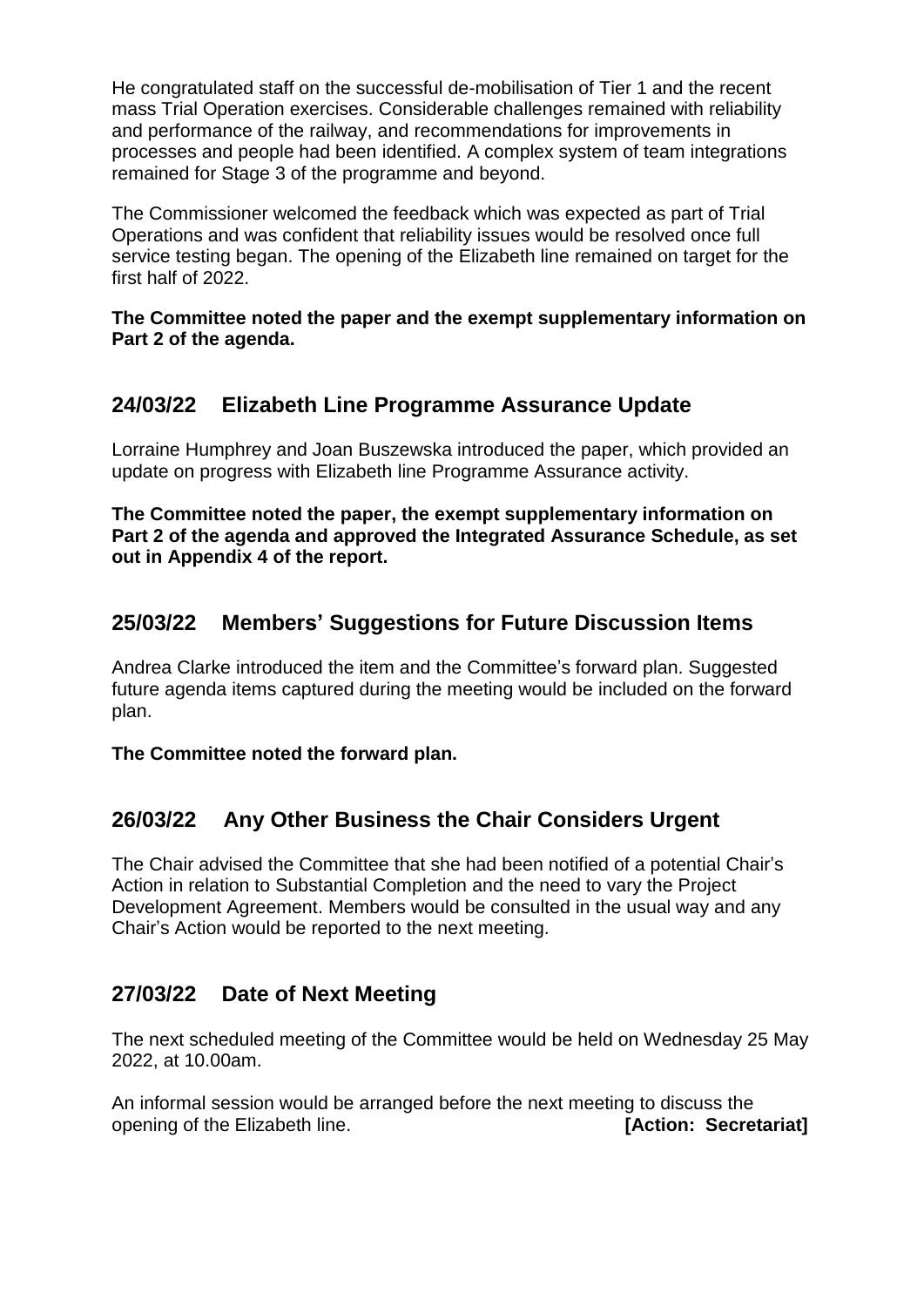He congratulated staff on the successful de-mobilisation of Tier 1 and the recent mass Trial Operation exercises. Considerable challenges remained with reliability and performance of the railway, and recommendations for improvements in processes and people had been identified. A complex system of team integrations remained for Stage 3 of the programme and beyond.

The Commissioner welcomed the feedback which was expected as part of Trial Operations and was confident that reliability issues would be resolved once full service testing began. The opening of the Elizabeth line remained on target for the first half of 2022.

**The Committee noted the paper and the exempt supplementary information on Part 2 of the agenda.**

## 24/03/22 Elizabeth Line Programme Assurance Update

Lorraine Humphrey and Joan Buszewska introduced the paper, which provided an update on progress with Elizabeth line Programme Assurance activity.

**The Committee noted the paper, the exempt supplementary information on Part 2 of the agenda and approved the Integrated Assurance Schedule, as set out in Appendix 4 of the report.**

## 25/03/22 Members' Suggestions for Future Discussion Items

Andrea Clarke introduced the item and the Committee's forward plan. Suggested future agenda items captured during the meeting would be included on the forward plan.

**The Committee noted the forward plan.**

## 26/03/22 Any Other Business the Chair Considers Urgent

The Chair advised the Committee that she had been notified of a potential Chair's Action in relation to Substantial Completion and the need to vary the Project Development Agreement. Members would be consulted in the usual way and any Chair's Action would be reported to the next meeting.

## 27/03/22 Date of Next Meeting

The next scheduled meeting of the Committee would be held on Wednesday 25 May 2022, at 10.00am.

An informal session would be arranged before the next meeting to discuss the opening of the Elizabeth line. **[Action: Secretariat]**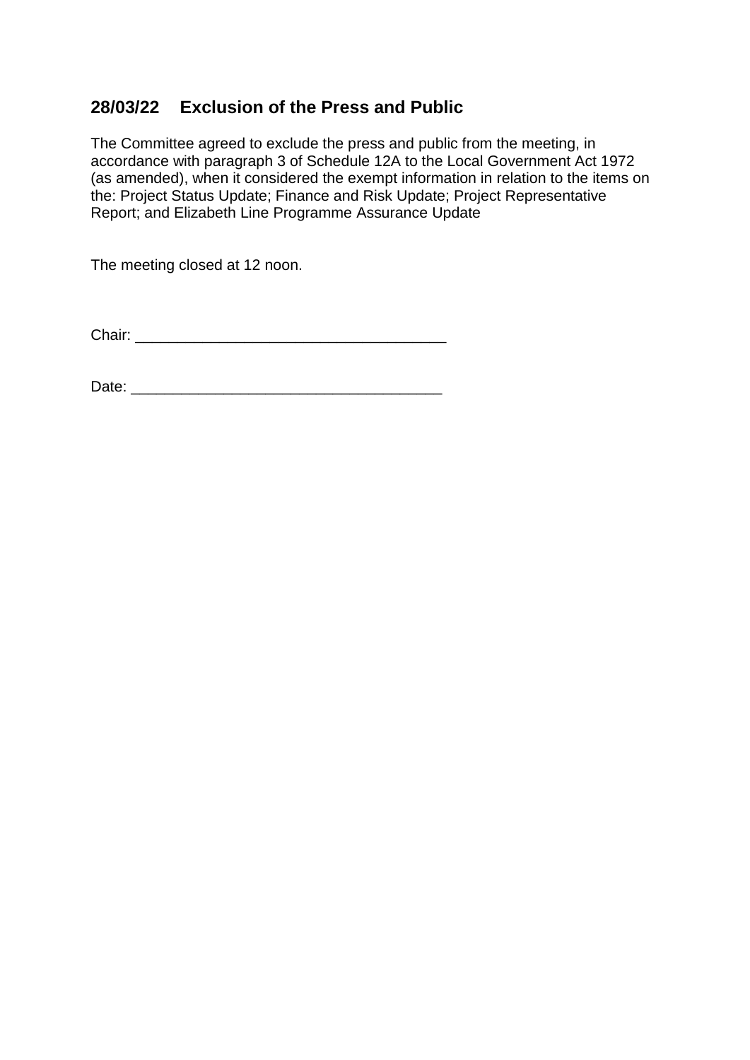## 28/03/22 Exclusion of the Press and Public

The Committee agreed to exclude the press and public from the meeting, in accordance with paragraph 3 of Schedule 12A to the Local Government Act 1972 (as amended), when it considered the exempt information in relation to the items on the: Project Status Update; Finance and Risk Update; Project Representative Report; and Elizabeth Line Programme Assurance Update

The meeting closed at 12 noon.

Chair: _____________________________________

Date: _____________________________________